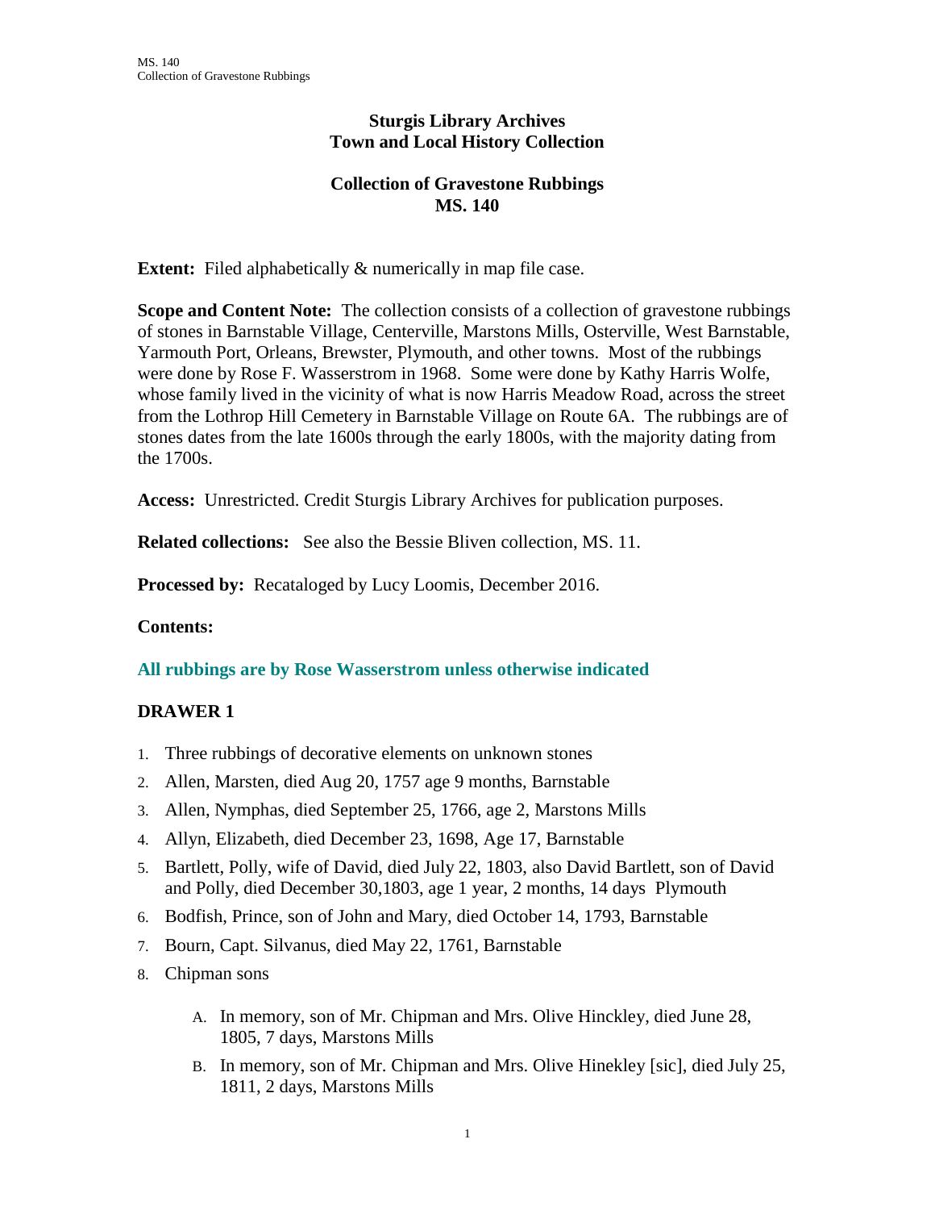**Sturgis Library Archives**
**Town and Local History Collection**

**Collection of Gravestone Rubbings**
**MS. 140**

**Extent:** Filed alphabetically & numerically in map file case.

**Scope and Content Note:** The collection consists of a collection of gravestone rubbings of stones in Barnstable Village, Centerville, Marstons Mills, Osterville, West Barnstable, Yarmouth Port, Orleans, Brewster, Plymouth, and other towns. Most of the rubbings were done by Rose F. Wasserstrom in 1968. Some were done by Kathy Harris Wolfe, whose family lived in the vicinity of what is now Harris Meadow Road, across the street from the Lothrop Hill Cemetery in Barnstable Village on Route 6A. The rubbings are of stones dates from the late 1600s through the early 1800s, with the majority dating from the 1700s.

**Access:** Unrestricted. Credit Sturgis Library Archives for publication purposes.

**Related collections:** See also the Bessie Bliven collection, MS. 11.

**Processed by:** Recataloged by Lucy Loomis, December 2016.

**Contents:**

### All rubbings are by Rose Wasserstrom unless otherwise indicated

## DRAWER 1

1. Three rubbings of decorative elements on unknown stones
2. Allen, Marsten, died Aug 20, 1757 age 9 months, Barnstable
3. Allen, Nymphas, died September 25, 1766, age 2, Marstons Mills
4. Allyn, Elizabeth, died December 23, 1698, Age 17, Barnstable
5. Bartlett, Polly, wife of David, died July 22, 1803, also David Bartlett, son of David and Polly, died December 30,1803, age 1 year, 2 months, 14 days Plymouth
6. Bodfish, Prince, son of John and Mary, died October 14, 1793, Barnstable
7. Bourn, Capt. Silvanus, died May 22, 1761, Barnstable
8. Chipman sons
   A. In memory, son of Mr. Chipman and Mrs. Olive Hinckley, died June 28, 1805, 7 days, Marstons Mills
   B. In memory, son of Mr. Chipman and Mrs. Olive Hinekley [sic], died July 25, 1811, 2 days, Marstons Mills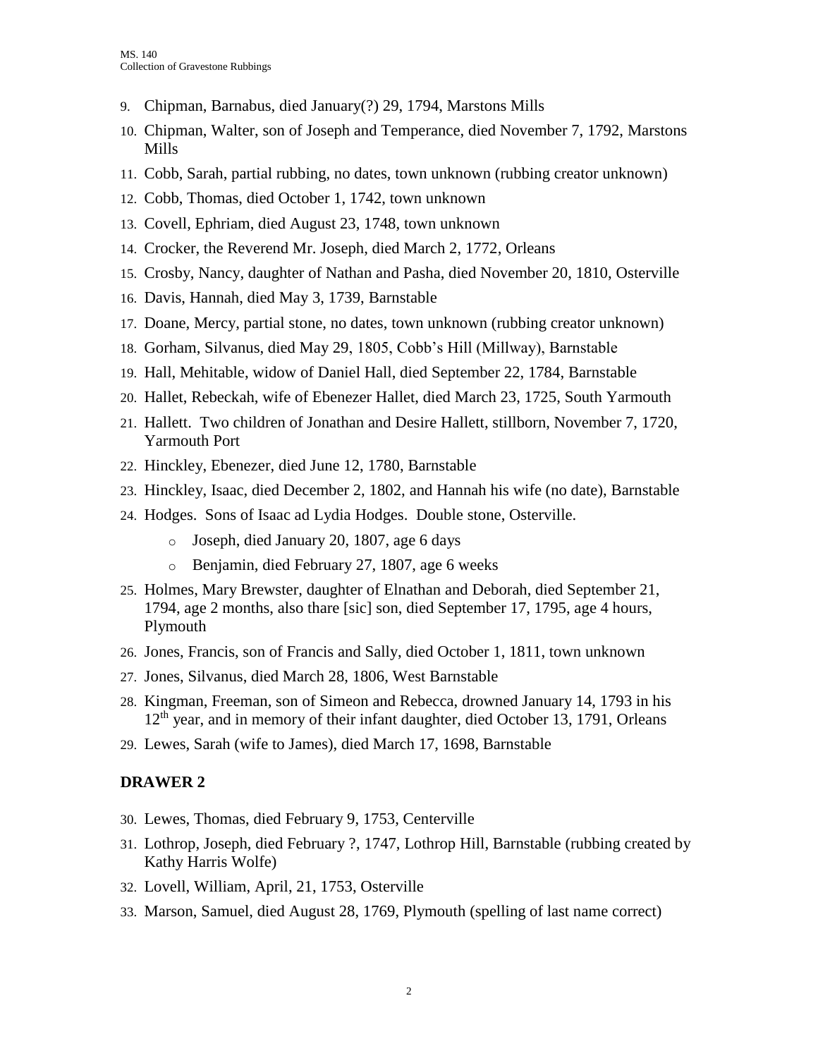9. Chipman, Barnabus, died January(?) 29, 1794, Marstons Mills
10. Chipman, Walter, son of Joseph and Temperance, died November 7, 1792, Marstons Mills
11. Cobb, Sarah, partial rubbing, no dates, town unknown (rubbing creator unknown)
12. Cobb, Thomas, died October 1, 1742, town unknown
13. Covell, Ephriam, died August 23, 1748, town unknown
14. Crocker, the Reverend Mr. Joseph, died March 2, 1772, Orleans
15. Crosby, Nancy, daughter of Nathan and Pasha, died November 20, 1810, Osterville
16. Davis, Hannah, died May 3, 1739, Barnstable
17. Doane, Mercy, partial stone, no dates, town unknown (rubbing creator unknown)
18. Gorham, Silvanus, died May 29, 1805, Cobb's Hill (Millway), Barnstable
19. Hall, Mehitable, widow of Daniel Hall, died September 22, 1784, Barnstable
20. Hallet, Rebeckah, wife of Ebenezer Hallet, died March 23, 1725, South Yarmouth
21. Hallett. Two children of Jonathan and Desire Hallett, stillborn, November 7, 1720, Yarmouth Port
22. Hinckley, Ebenezer, died June 12, 1780, Barnstable
23. Hinckley, Isaac, died December 2, 1802, and Hannah his wife (no date), Barnstable
24. Hodges. Sons of Isaac ad Lydia Hodges. Double stone, Osterville.
    - Joseph, died January 20, 1807, age 6 days
    - Benjamin, died February 27, 1807, age 6 weeks
25. Holmes, Mary Brewster, daughter of Elnathan and Deborah, died September 21, 1794, age 2 months, also thare [sic] son, died September 17, 1795, age 4 hours, Plymouth
26. Jones, Francis, son of Francis and Sally, died October 1, 1811, town unknown
27. Jones, Silvanus, died March 28, 1806, West Barnstable
28. Kingman, Freeman, son of Simeon and Rebecca, drowned January 14, 1793 in his 12th year, and in memory of their infant daughter, died October 13, 1791, Orleans
29. Lewes, Sarah (wife to James), died March 17, 1698, Barnstable

## DRAWER 2

30. Lewes, Thomas, died February 9, 1753, Centerville
31. Lothrop, Joseph, died February ?, 1747, Lothrop Hill, Barnstable (rubbing created by Kathy Harris Wolfe)
32. Lovell, William, April, 21, 1753, Osterville
33. Marson, Samuel, died August 28, 1769, Plymouth (spelling of last name correct)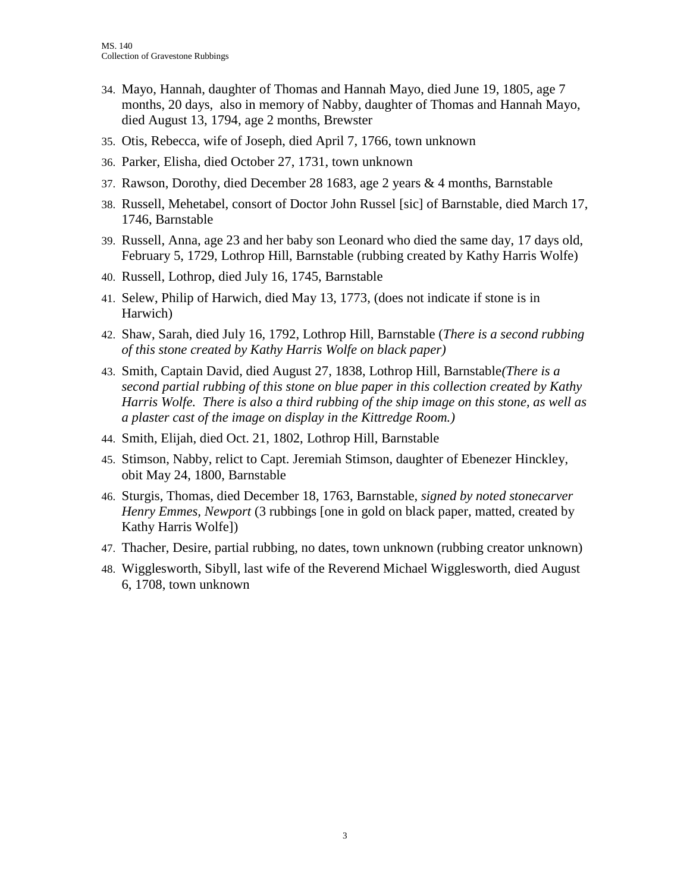34. Mayo, Hannah, daughter of Thomas and Hannah Mayo, died June 19, 1805, age 7 months, 20 days, also in memory of Nabby, daughter of Thomas and Hannah Mayo, died August 13, 1794, age 2 months, Brewster
35. Otis, Rebecca, wife of Joseph, died April 7, 1766, town unknown
36. Parker, Elisha, died October 27, 1731, town unknown
37. Rawson, Dorothy, died December 28 1683, age 2 years & 4 months, Barnstable
38. Russell, Mehetabel, consort of Doctor John Russel [sic] of Barnstable, died March 17, 1746, Barnstable
39. Russell, Anna, age 23 and her baby son Leonard who died the same day, 17 days old, February 5, 1729, Lothrop Hill, Barnstable (rubbing created by Kathy Harris Wolfe)
40. Russell, Lothrop, died July 16, 1745, Barnstable
41. Selew, Philip of Harwich, died May 13, 1773, (does not indicate if stone is in Harwich)
42. Shaw, Sarah, died July 16, 1792, Lothrop Hill, Barnstable (*There is a second rubbing of this stone created by Kathy Harris Wolfe on black paper)*
43. Smith, Captain David, died August 27, 1838, Lothrop Hill, Barnstable*(There is a second partial rubbing of this stone on blue paper in this collection created by Kathy Harris Wolfe. There is also a third rubbing of the ship image on this stone, as well as a plaster cast of the image on display in the Kittredge Room.)*
44. Smith, Elijah, died Oct. 21, 1802, Lothrop Hill, Barnstable
45. Stimson, Nabby, relict to Capt. Jeremiah Stimson, daughter of Ebenezer Hinckley, obit May 24, 1800, Barnstable
46. Sturgis, Thomas, died December 18, 1763, Barnstable, *signed by noted stonecarver Henry Emmes, Newport* (3 rubbings [one in gold on black paper, matted, created by Kathy Harris Wolfe])
47. Thacher, Desire, partial rubbing, no dates, town unknown (rubbing creator unknown)
48. Wigglesworth, Sibyll, last wife of the Reverend Michael Wigglesworth, died August 6, 1708, town unknown